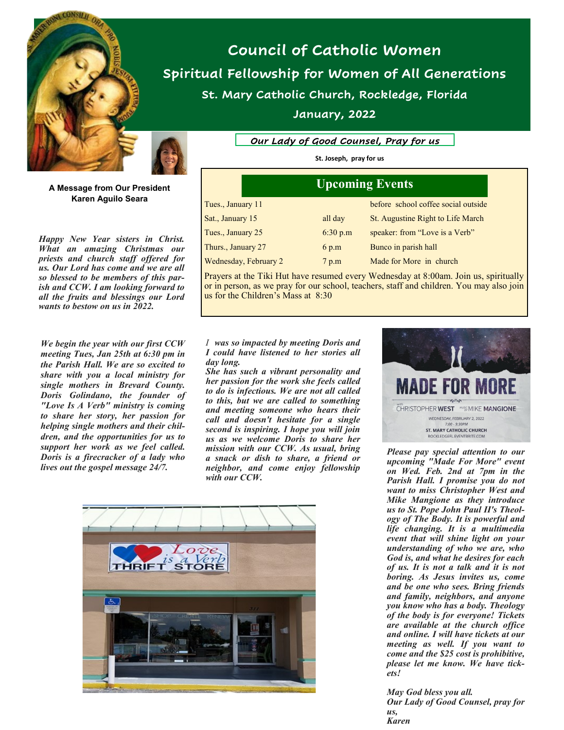# Council of Catholic Women

## Spiritual Fellowship for Women of All Generations

### St. Mary Catholic Church, Rockledge, Florida

### January, 2022

*Our Lady of Good Counsel, Pray for us*

St. Joseph, pray for us

**A Message from Our President**
**Karen Aguilo Seara**

***Happy New Year sisters in Christ. What an amazing Christmas our priests and church staff offered for us. Our Lord has come and we are all so blessed to be members of this parish and CCW. I am looking forward to all the fruits and blessings our Lord wants to bestow on us in 2022.***

## Upcoming Events

| | | |
|---|---|---|
| Tues., January 11 | | before school coffee social outside |
| Sat., January 15 | all day | St. Augustine Right to Life March |
| Tues., January 25 | 6:30 p.m | speaker: from "Love is a Verb" |
| Thurs., January 27 | 6 p.m | Bunco in parish hall |
| Wednesday, February 2 | 7 p.m | Made for More in church |

Prayers at the Tiki Hut have resumed every Wednesday at 8:00am. Join us, spiritually or in person, as we pray for our school, teachers, staff and children. You may also join us for the Children's Mass at 8:30

***We begin the year with our first CCW meeting Tues, Jan 25th at 6:30 pm in the Parish Hall. We are so excited to share with you a local ministry for single mothers in Brevard County. Doris Golindano, the founder of "Love Is A Verb" ministry is coming to share her story, her passion for helping single mothers and their children, and the opportunities for us to support her work as we feel called. Doris is a firecracker of a lady who lives out the gospel message 24/7.***

***I was so impacted by meeting Doris and I could have listened to her stories all day long.***
***She has such a vibrant personality and her passion for the work she feels called to do is infectious. We are not all called to this, but we are called to something and meeting someone who hears their call and doesn't hesitate for a single second is inspiring. I hope you will join us as we welcome Doris to share her mission with our CCW. As usual, bring a snack or dish to share, a friend or neighbor, and come enjoy fellowship with our CCW.***

***Please pay special attention to our upcoming "Made For More" event on Wed. Feb. 2nd at 7pm in the Parish Hall. I promise you do not want to miss Christopher West and Mike Mangione as they introduce us to St. Pope John Paul II's Theology of The Body. It is powerful and life changing. It is a multimedia event that will shine light on your understanding of who we are, who God is, and what he desires for each of us. It is not a talk and it is not boring. As Jesus invites us, come and be one who sees. Bring friends and family, neighbors, and anyone you know who has a body. Theology of the body is for everyone! Tickets are available at the church office and online. I will have tickets at our meeting as well. If you want to come and the $25 cost is prohibitive, please let me know. We have tickets!***

***May God bless you all.***
***Our Lady of Good Counsel, pray for us,***
***Karen***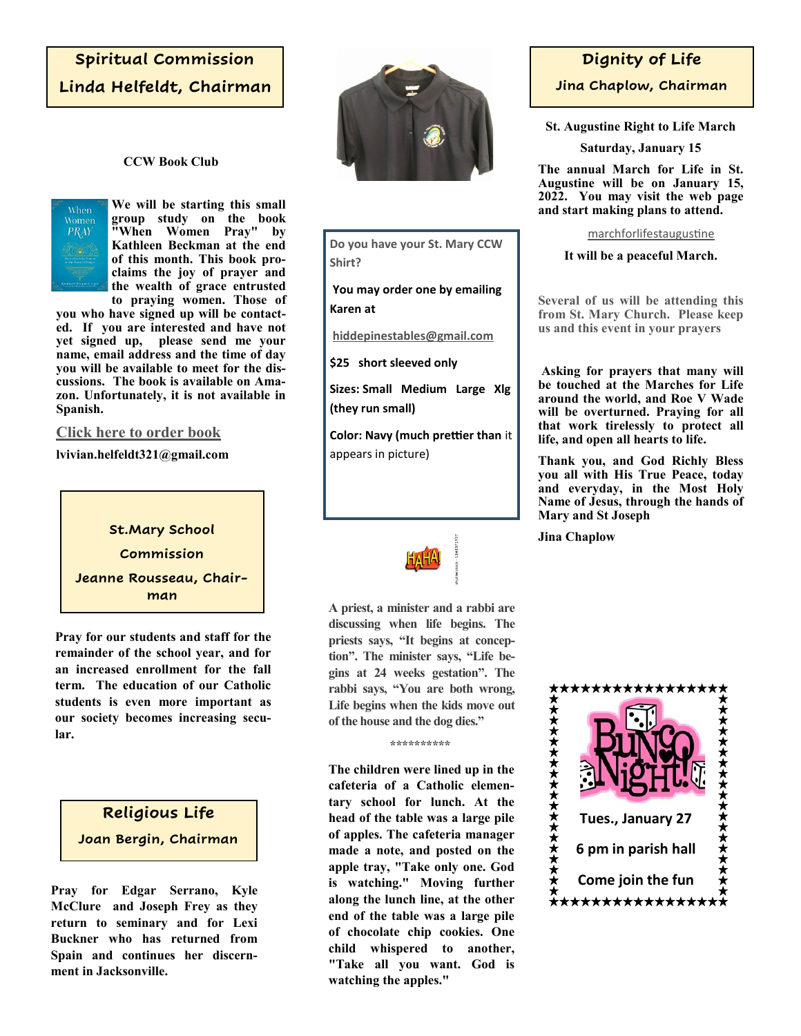## Spiritual Commission

### Linda Helfeldt, Chairman

**CCW Book Club**

**We will be starting this small group study on the book "When Women Pray" by Kathleen Beckman at the end of this month. This book proclaims the joy of prayer and the wealth of grace entrusted to praying women. Those of you who have signed up will be contacted. If you are interested and have not yet signed up, please send me your name, email address and the time of day you will be available to meet for the discussions. The book is available on Amazon. Unfortunately, it is not available in Spanish.**

**Click here to order book**

**lvivian.helfeldt321@gmail.com**

## St.Mary School Commission

### Jeanne Rousseau, Chairman

**Pray for our students and staff for the remainder of the school year, and for an increased enrollment for the fall term. The education of our Catholic students is even more important as our society becomes increasing secular.**

## Religious Life

### Joan Bergin, Chairman

**Pray for Edgar Serrano, Kyle McClure and Joseph Frey as they return to seminary and for Lexi Buckner who has returned from Spain and continues her discernment in Jacksonville.**

---

Do you have your St. Mary CCW Shirt?

**You may order one by emailing Karen at**

**hiddepinestables@gmail.com**

**$25 short sleeved only**

**Sizes: Small Medium Large Xlg (they run small)**

**Color: Navy (much prettier than** it appears in picture)

---

HAHA!

**A priest, a minister and a rabbi are discussing when life begins. The priests says, "It begins at conception". The minister says, "Life begins at 24 weeks gestation". The rabbi says, "You are both wrong, Life begins when the kids move out of the house and the dog dies."**

\*\*\*\*\*\*\*\*\*\*

**The children were lined up in the cafeteria of a Catholic elementary school for lunch. At the head of the table was a large pile of apples. The cafeteria manager made a note, and posted on the apple tray, "Take only one. God is watching." Moving further along the lunch line, at the other end of the table was a large pile of chocolate chip cookies. One child whispered to another, "Take all you want. God is watching the apples."**

## Dignity of Life

### Jina Chaplow, Chairman

**St. Augustine Right to Life March**

**Saturday, January 15**

**The annual March for Life in St. Augustine will be on January 15, 2022. You may visit the web page and start making plans to attend.**

marchforlifestaugustine

**It will be a peaceful March.**

**Several of us will be attending this from St. Mary Church. Please keep us and this event in your prayers**

**Asking for prayers that many will be touched at the Marches for Life around the world, and Roe V Wade will be overturned. Praying for all that work tirelessly to protect all life, and open all hearts to life.**

**Thank you, and God Richly Bless you all with His True Peace, today and everyday, in the Most Holy Name of Jesus, through the hands of Mary and St Joseph**

**Jina Chaplow**

---

**Bunco Night!**

**Tues., January 27**

**6 pm in parish hall**

**Come join the fun**